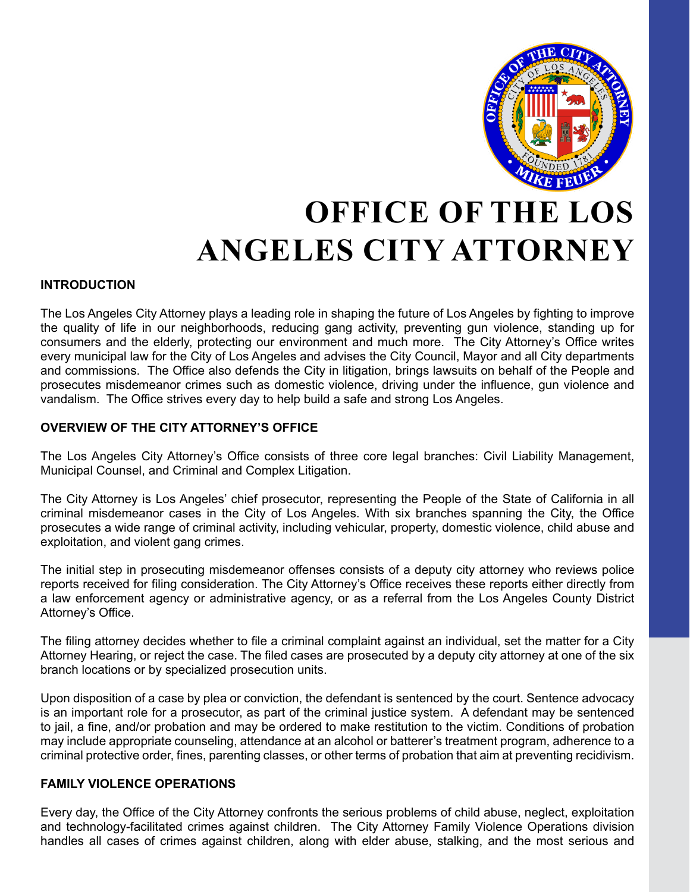# OFFICE OF THE LOS ANGELES CITY ATTORNEY

## INTRODUCTION

The Los Angeles City Attorney plays a leading role in shaping the future of Los Angeles by fighting to improve the quality of life in our neighborhoods, reducing gang activity, preventing gun violence, standing up for consumers and the elderly, protecting our environment and much more. The City Attorney's Office writes every municipal law for the City of Los Angeles and advises the City Council, Mayor and all City departments and commissions. The Office also defends the City in litigation, brings lawsuits on behalf of the People and prosecutes misdemeanor crimes such as domestic violence, driving under the influence, gun violence and vandalism. The Office strives every day to help build a safe and strong Los Angeles.

## OVERVIEW OF THE CITY ATTORNEY'S OFFICE

The Los Angeles City Attorney's Office consists of three core legal branches: Civil Liability Management, Municipal Counsel, and Criminal and Complex Litigation.

The City Attorney is Los Angeles' chief prosecutor, representing the People of the State of California in all criminal misdemeanor cases in the City of Los Angeles. With six branches spanning the City, the Office prosecutes a wide range of criminal activity, including vehicular, property, domestic violence, child abuse and exploitation, and violent gang crimes.

The initial step in prosecuting misdemeanor offenses consists of a deputy city attorney who reviews police reports received for filing consideration. The City Attorney's Office receives these reports either directly from a law enforcement agency or administrative agency, or as a referral from the Los Angeles County District Attorney's Office.

The filing attorney decides whether to file a criminal complaint against an individual, set the matter for a City Attorney Hearing, or reject the case. The filed cases are prosecuted by a deputy city attorney at one of the six branch locations or by specialized prosecution units.

Upon disposition of a case by plea or conviction, the defendant is sentenced by the court. Sentence advocacy is an important role for a prosecutor, as part of the criminal justice system. A defendant may be sentenced to jail, a fine, and/or probation and may be ordered to make restitution to the victim. Conditions of probation may include appropriate counseling, attendance at an alcohol or batterer's treatment program, adherence to a criminal protective order, fines, parenting classes, or other terms of probation that aim at preventing recidivism.

## FAMILY VIOLENCE OPERATIONS

Every day, the Office of the City Attorney confronts the serious problems of child abuse, neglect, exploitation and technology-facilitated crimes against children. The City Attorney Family Violence Operations division handles all cases of crimes against children, along with elder abuse, stalking, and the most serious and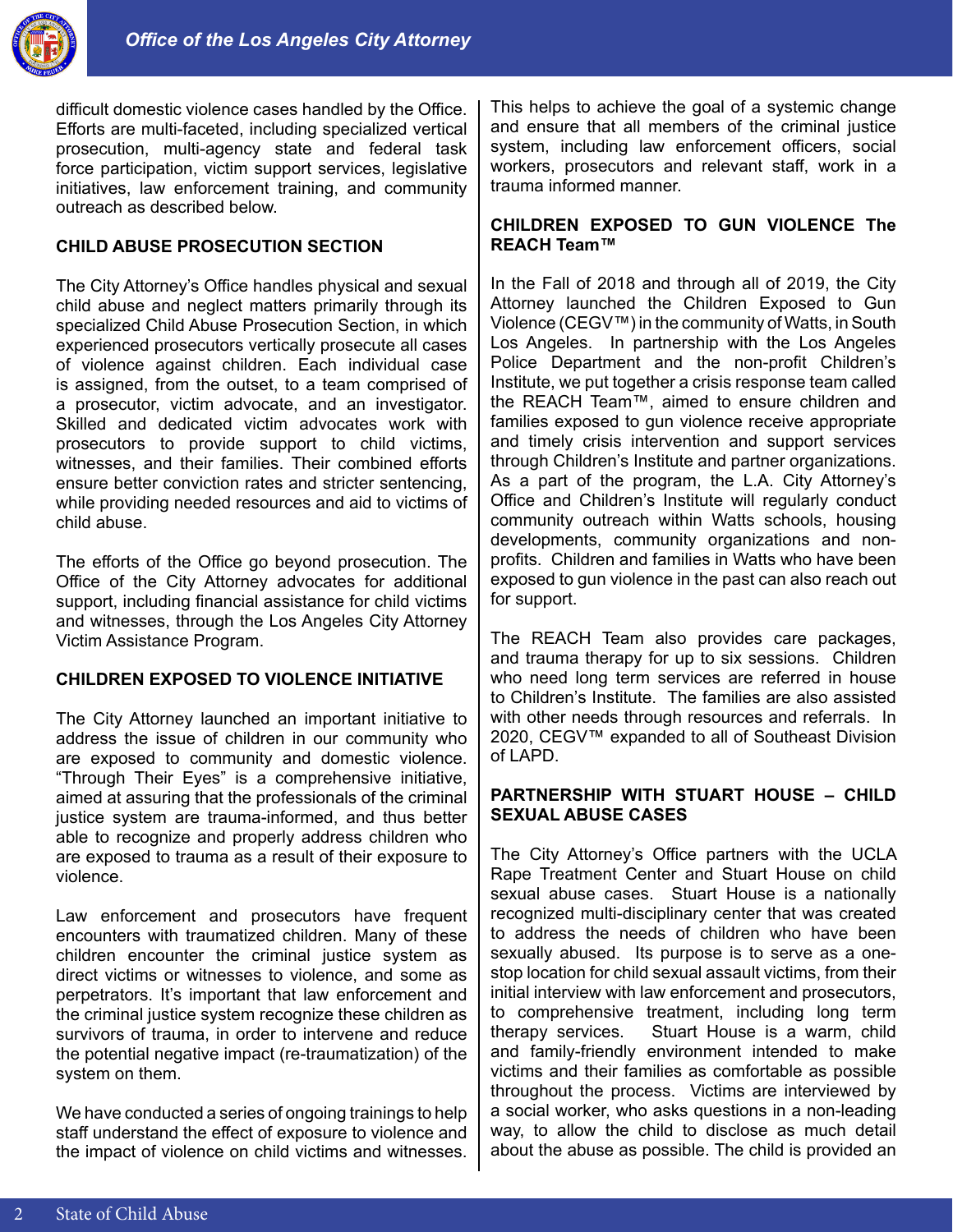difficult domestic violence cases handled by the Office. Efforts are multi-faceted, including specialized vertical prosecution, multi-agency state and federal task force participation, victim support services, legislative initiatives, law enforcement training, and community outreach as described below.

## CHILD ABUSE PROSECUTION SECTION

The City Attorney's Office handles physical and sexual child abuse and neglect matters primarily through its specialized Child Abuse Prosecution Section, in which experienced prosecutors vertically prosecute all cases of violence against children. Each individual case is assigned, from the outset, to a team comprised of a prosecutor, victim advocate, and an investigator. Skilled and dedicated victim advocates work with prosecutors to provide support to child victims, witnesses, and their families. Their combined efforts ensure better conviction rates and stricter sentencing, while providing needed resources and aid to victims of child abuse.

The efforts of the Office go beyond prosecution. The Office of the City Attorney advocates for additional support, including financial assistance for child victims and witnesses, through the Los Angeles City Attorney Victim Assistance Program.

## CHILDREN EXPOSED TO VIOLENCE INITIATIVE

The City Attorney launched an important initiative to address the issue of children in our community who are exposed to community and domestic violence. "Through Their Eyes" is a comprehensive initiative, aimed at assuring that the professionals of the criminal justice system are trauma-informed, and thus better able to recognize and properly address children who are exposed to trauma as a result of their exposure to violence.

Law enforcement and prosecutors have frequent encounters with traumatized children. Many of these children encounter the criminal justice system as direct victims or witnesses to violence, and some as perpetrators. It's important that law enforcement and the criminal justice system recognize these children as survivors of trauma, in order to intervene and reduce the potential negative impact (re-traumatization) of the system on them.

We have conducted a series of ongoing trainings to help staff understand the effect of exposure to violence and the impact of violence on child victims and witnesses. This helps to achieve the goal of a systemic change and ensure that all members of the criminal justice system, including law enforcement officers, social workers, prosecutors and relevant staff, work in a trauma informed manner.

## CHILDREN EXPOSED TO GUN VIOLENCE The REACH Team™

In the Fall of 2018 and through all of 2019, the City Attorney launched the Children Exposed to Gun Violence (CEGV™) in the community of Watts, in South Los Angeles. In partnership with the Los Angeles Police Department and the non-profit Children's Institute, we put together a crisis response team called the REACH Team™, aimed to ensure children and families exposed to gun violence receive appropriate and timely crisis intervention and support services through Children's Institute and partner organizations. As a part of the program, the L.A. City Attorney's Office and Children's Institute will regularly conduct community outreach within Watts schools, housing developments, community organizations and non-profits. Children and families in Watts who have been exposed to gun violence in the past can also reach out for support.

The REACH Team also provides care packages, and trauma therapy for up to six sessions. Children who need long term services are referred in house to Children's Institute. The families are also assisted with other needs through resources and referrals. In 2020, CEGV™ expanded to all of Southeast Division of LAPD.

## PARTNERSHIP WITH STUART HOUSE – CHILD SEXUAL ABUSE CASES

The City Attorney's Office partners with the UCLA Rape Treatment Center and Stuart House on child sexual abuse cases. Stuart House is a nationally recognized multi-disciplinary center that was created to address the needs of children who have been sexually abused. Its purpose is to serve as a one-stop location for child sexual assault victims, from their initial interview with law enforcement and prosecutors, to comprehensive treatment, including long term therapy services. Stuart House is a warm, child and family-friendly environment intended to make victims and their families as comfortable as possible throughout the process. Victims are interviewed by a social worker, who asks questions in a non-leading way, to allow the child to disclose as much detail about the abuse as possible. The child is provided an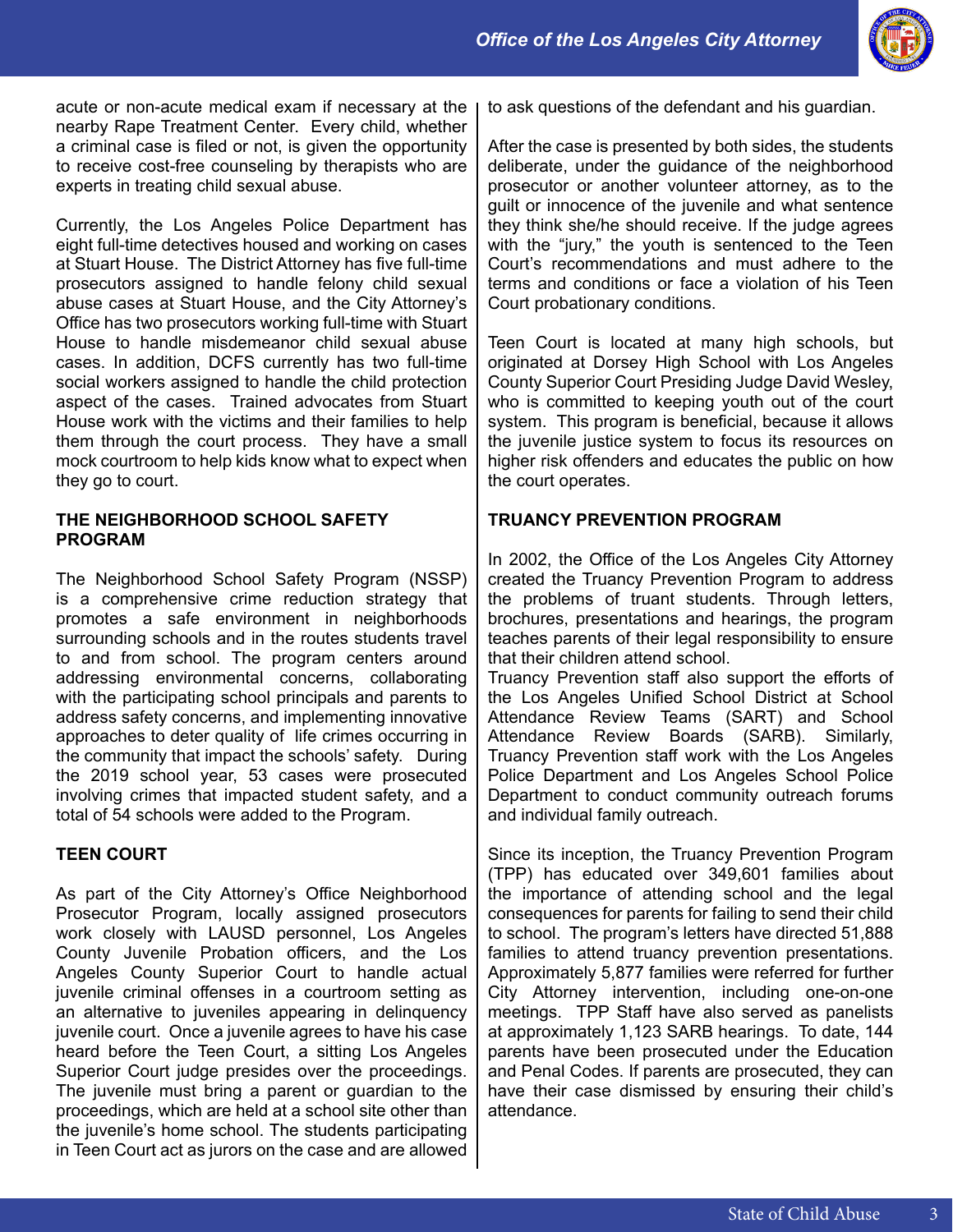acute or non-acute medical exam if necessary at the nearby Rape Treatment Center. Every child, whether a criminal case is filed or not, is given the opportunity to receive cost-free counseling by therapists who are experts in treating child sexual abuse.

Currently, the Los Angeles Police Department has eight full-time detectives housed and working on cases at Stuart House. The District Attorney has five full-time prosecutors assigned to handle felony child sexual abuse cases at Stuart House, and the City Attorney's Office has two prosecutors working full-time with Stuart House to handle misdemeanor child sexual abuse cases. In addition, DCFS currently has two full-time social workers assigned to handle the child protection aspect of the cases. Trained advocates from Stuart House work with the victims and their families to help them through the court process. They have a small mock courtroom to help kids know what to expect when they go to court.

## THE NEIGHBORHOOD SCHOOL SAFETY PROGRAM

The Neighborhood School Safety Program (NSSP) is a comprehensive crime reduction strategy that promotes a safe environment in neighborhoods surrounding schools and in the routes students travel to and from school. The program centers around addressing environmental concerns, collaborating with the participating school principals and parents to address safety concerns, and implementing innovative approaches to deter quality of life crimes occurring in the community that impact the schools' safety. During the 2019 school year, 53 cases were prosecuted involving crimes that impacted student safety, and a total of 54 schools were added to the Program.

## TEEN COURT

As part of the City Attorney's Office Neighborhood Prosecutor Program, locally assigned prosecutors work closely with LAUSD personnel, Los Angeles County Juvenile Probation officers, and the Los Angeles County Superior Court to handle actual juvenile criminal offenses in a courtroom setting as an alternative to juveniles appearing in delinquency juvenile court. Once a juvenile agrees to have his case heard before the Teen Court, a sitting Los Angeles Superior Court judge presides over the proceedings. The juvenile must bring a parent or guardian to the proceedings, which are held at a school site other than the juvenile's home school. The students participating in Teen Court act as jurors on the case and are allowed to ask questions of the defendant and his guardian.

After the case is presented by both sides, the students deliberate, under the guidance of the neighborhood prosecutor or another volunteer attorney, as to the guilt or innocence of the juvenile and what sentence they think she/he should receive. If the judge agrees with the "jury," the youth is sentenced to the Teen Court's recommendations and must adhere to the terms and conditions or face a violation of his Teen Court probationary conditions.

Teen Court is located at many high schools, but originated at Dorsey High School with Los Angeles County Superior Court Presiding Judge David Wesley, who is committed to keeping youth out of the court system. This program is beneficial, because it allows the juvenile justice system to focus its resources on higher risk offenders and educates the public on how the court operates.

## TRUANCY PREVENTION PROGRAM

In 2002, the Office of the Los Angeles City Attorney created the Truancy Prevention Program to address the problems of truant students. Through letters, brochures, presentations and hearings, the program teaches parents of their legal responsibility to ensure that their children attend school.
Truancy Prevention staff also support the efforts of the Los Angeles Unified School District at School Attendance Review Teams (SART) and School Attendance Review Boards (SARB). Similarly, Truancy Prevention staff work with the Los Angeles Police Department and Los Angeles School Police Department to conduct community outreach forums and individual family outreach.

Since its inception, the Truancy Prevention Program (TPP) has educated over 349,601 families about the importance of attending school and the legal consequences for parents for failing to send their child to school. The program's letters have directed 51,888 families to attend truancy prevention presentations. Approximately 5,877 families were referred for further City Attorney intervention, including one-on-one meetings. TPP Staff have also served as panelists at approximately 1,123 SARB hearings. To date, 144 parents have been prosecuted under the Education and Penal Codes. If parents are prosecuted, they can have their case dismissed by ensuring their child's attendance.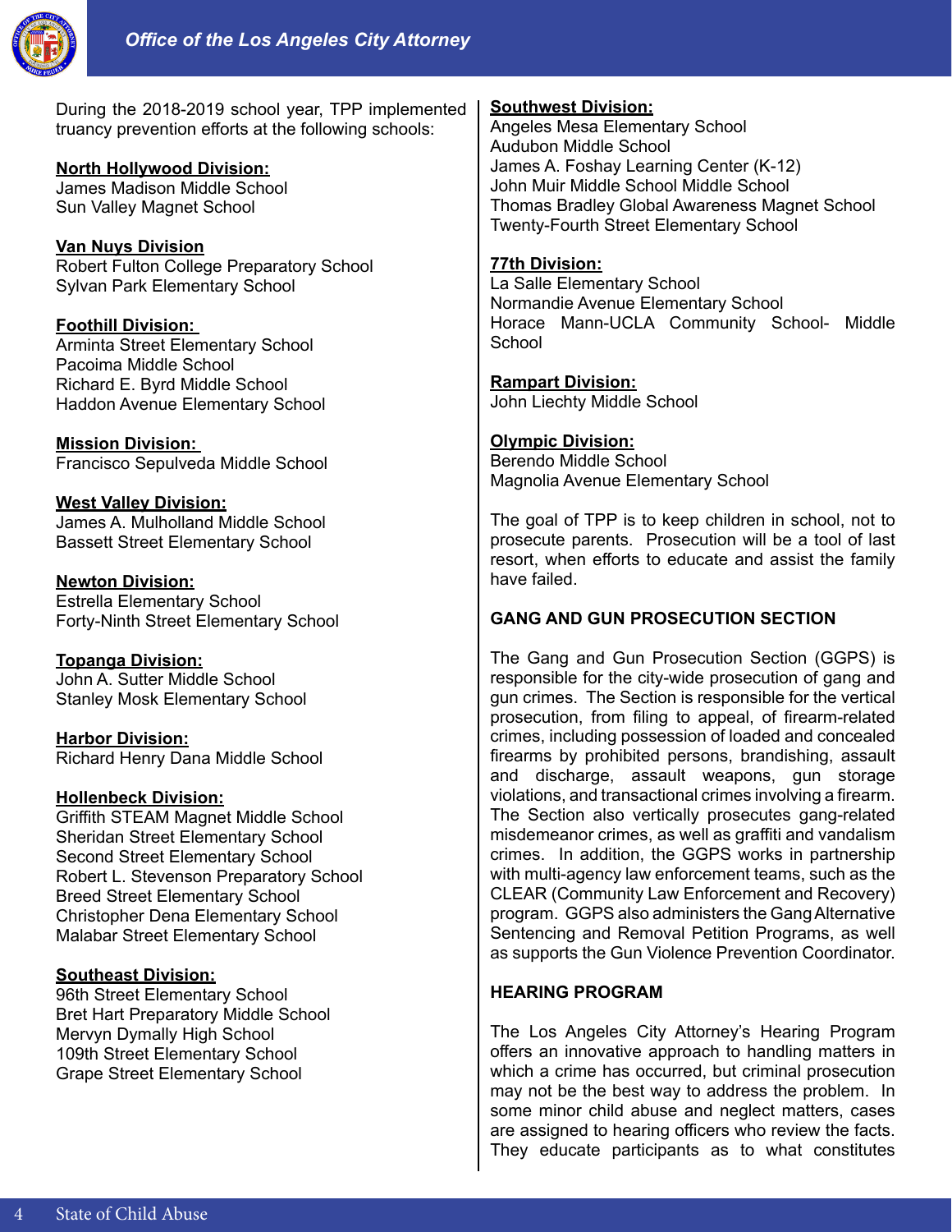During the 2018-2019 school year, TPP implemented truancy prevention efforts at the following schools:

**North Hollywood Division:**
James Madison Middle School
Sun Valley Magnet School

**Van Nuys Division**
Robert Fulton College Preparatory School
Sylvan Park Elementary School

**Foothill Division:**
Arminta Street Elementary School
Pacoima Middle School
Richard E. Byrd Middle School
Haddon Avenue Elementary School

**Mission Division:**
Francisco Sepulveda Middle School

**West Valley Division:**
James A. Mulholland Middle School
Bassett Street Elementary School

**Newton Division:**
Estrella Elementary School
Forty-Ninth Street Elementary School

**Topanga Division:**
John A. Sutter Middle School
Stanley Mosk Elementary School

**Harbor Division:**
Richard Henry Dana Middle School

**Hollenbeck Division:**
Griffith STEAM Magnet Middle School
Sheridan Street Elementary School
Second Street Elementary School
Robert L. Stevenson Preparatory School
Breed Street Elementary School
Christopher Dena Elementary School
Malabar Street Elementary School

**Southeast Division:**
96th Street Elementary School
Bret Hart Preparatory Middle School
Mervyn Dymally High School
109th Street Elementary School
Grape Street Elementary School

**Southwest Division:**
Angeles Mesa Elementary School
Audubon Middle School
James A. Foshay Learning Center (K-12)
John Muir Middle School Middle School
Thomas Bradley Global Awareness Magnet School
Twenty-Fourth Street Elementary School

**77th Division:**
La Salle Elementary School
Normandie Avenue Elementary School
Horace Mann-UCLA Community School- Middle School

**Rampart Division:**
John Liechty Middle School

**Olympic Division:**
Berendo Middle School
Magnolia Avenue Elementary School

The goal of TPP is to keep children in school, not to prosecute parents. Prosecution will be a tool of last resort, when efforts to educate and assist the family have failed.

## GANG AND GUN PROSECUTION SECTION

The Gang and Gun Prosecution Section (GGPS) is responsible for the city-wide prosecution of gang and gun crimes. The Section is responsible for the vertical prosecution, from filing to appeal, of firearm-related crimes, including possession of loaded and concealed firearms by prohibited persons, brandishing, assault and discharge, assault weapons, gun storage violations, and transactional crimes involving a firearm. The Section also vertically prosecutes gang-related misdemeanor crimes, as well as graffiti and vandalism crimes. In addition, the GGPS works in partnership with multi-agency law enforcement teams, such as the CLEAR (Community Law Enforcement and Recovery) program. GGPS also administers the Gang Alternative Sentencing and Removal Petition Programs, as well as supports the Gun Violence Prevention Coordinator.

## HEARING PROGRAM

The Los Angeles City Attorney's Hearing Program offers an innovative approach to handling matters in which a crime has occurred, but criminal prosecution may not be the best way to address the problem. In some minor child abuse and neglect matters, cases are assigned to hearing officers who review the facts. They educate participants as to what constitutes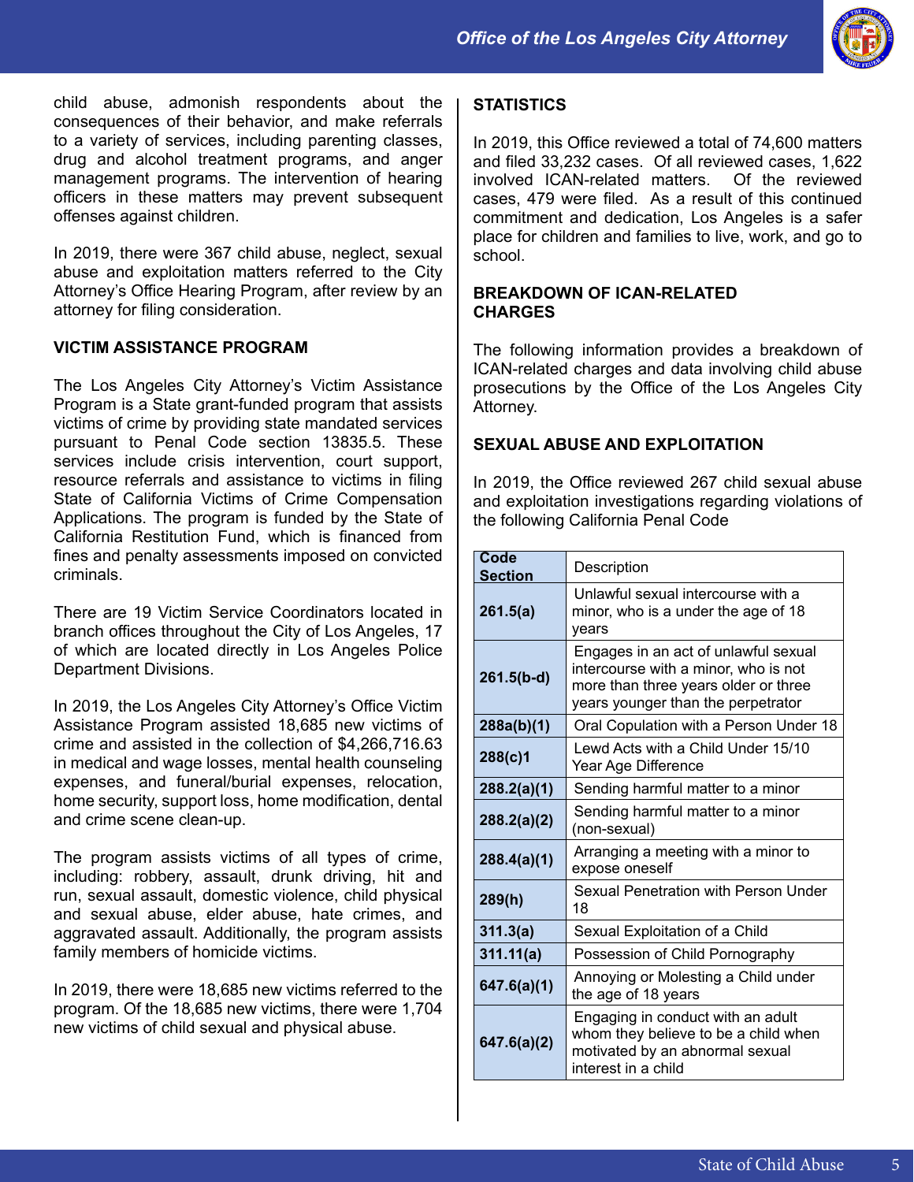child abuse, admonish respondents about the consequences of their behavior, and make referrals to a variety of services, including parenting classes, drug and alcohol treatment programs, and anger management programs. The intervention of hearing officers in these matters may prevent subsequent offenses against children.

In 2019, there were 367 child abuse, neglect, sexual abuse and exploitation matters referred to the City Attorney's Office Hearing Program, after review by an attorney for filing consideration.

## VICTIM ASSISTANCE PROGRAM

The Los Angeles City Attorney's Victim Assistance Program is a State grant-funded program that assists victims of crime by providing state mandated services pursuant to Penal Code section 13835.5. These services include crisis intervention, court support, resource referrals and assistance to victims in filing State of California Victims of Crime Compensation Applications. The program is funded by the State of California Restitution Fund, which is financed from fines and penalty assessments imposed on convicted criminals.

There are 19 Victim Service Coordinators located in branch offices throughout the City of Los Angeles, 17 of which are located directly in Los Angeles Police Department Divisions.

In 2019, the Los Angeles City Attorney's Office Victim Assistance Program assisted 18,685 new victims of crime and assisted in the collection of $4,266,716.63 in medical and wage losses, mental health counseling expenses, and funeral/burial expenses, relocation, home security, support loss, home modification, dental and crime scene clean-up.

The program assists victims of all types of crime, including: robbery, assault, drunk driving, hit and run, sexual assault, domestic violence, child physical and sexual abuse, elder abuse, hate crimes, and aggravated assault. Additionally, the program assists family members of homicide victims.

In 2019, there were 18,685 new victims referred to the program. Of the 18,685 new victims, there were 1,704 new victims of child sexual and physical abuse.

## STATISTICS

In 2019, this Office reviewed a total of 74,600 matters and filed 33,232 cases. Of all reviewed cases, 1,622 involved ICAN-related matters. Of the reviewed cases, 479 were filed. As a result of this continued commitment and dedication, Los Angeles is a safer place for children and families to live, work, and go to school.

## BREAKDOWN OF ICAN-RELATED CHARGES

The following information provides a breakdown of ICAN-related charges and data involving child abuse prosecutions by the Office of the Los Angeles City Attorney.

## SEXUAL ABUSE AND EXPLOITATION

In 2019, the Office reviewed 267 child sexual abuse and exploitation investigations regarding violations of the following California Penal Code

| Code Section | Description |
|---|---|
| 261.5(a) | Unlawful sexual intercourse with a minor, who is a under the age of 18 years |
| 261.5(b-d) | Engages in an act of unlawful sexual intercourse with a minor, who is not more than three years older or three years younger than the perpetrator |
| 288a(b)(1) | Oral Copulation with a Person Under 18 |
| 288(c)1 | Lewd Acts with a Child Under 15/10 Year Age Difference |
| 288.2(a)(1) | Sending harmful matter to a minor |
| 288.2(a)(2) | Sending harmful matter to a minor (non-sexual) |
| 288.4(a)(1) | Arranging a meeting with a minor to expose oneself |
| 289(h) | Sexual Penetration with Person Under 18 |
| 311.3(a) | Sexual Exploitation of a Child |
| 311.11(a) | Possession of Child Pornography |
| 647.6(a)(1) | Annoying or Molesting a Child under the age of 18 years |
| 647.6(a)(2) | Engaging in conduct with an adult whom they believe to be a child when motivated by an abnormal sexual interest in a child |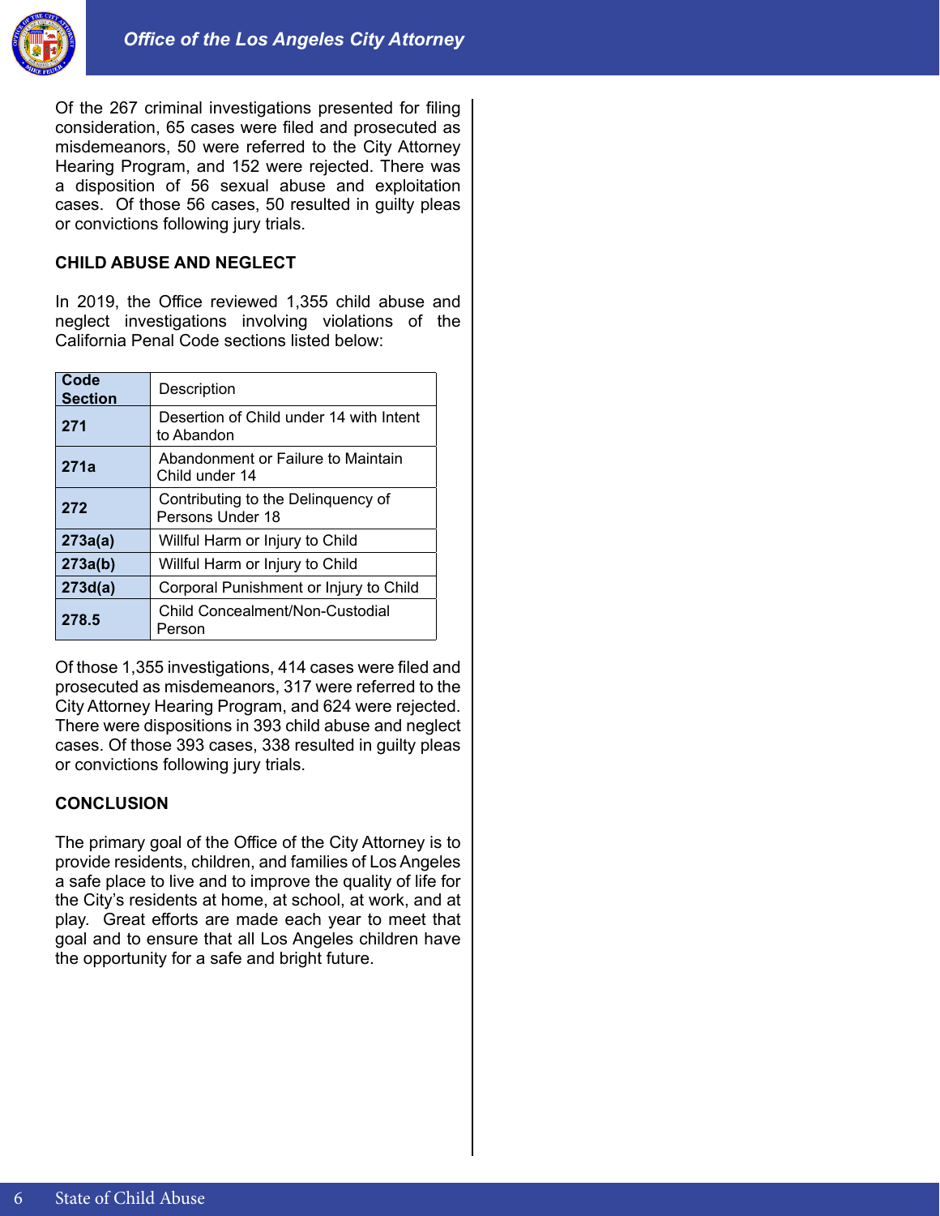Of the 267 criminal investigations presented for filing consideration, 65 cases were filed and prosecuted as misdemeanors, 50 were referred to the City Attorney Hearing Program, and 152 were rejected. There was a disposition of 56 sexual abuse and exploitation cases. Of those 56 cases, 50 resulted in guilty pleas or convictions following jury trials.

**CHILD ABUSE AND NEGLECT**

In 2019, the Office reviewed 1,355 child abuse and neglect investigations involving violations of the California Penal Code sections listed below:

| Code Section | Description |
|---|---|
| **271** | Desertion of Child under 14 with Intent to Abandon |
| **271a** | Abandonment or Failure to Maintain Child under 14 |
| **272** | Contributing to the Delinquency of Persons Under 18 |
| **273a(a)** | Willful Harm or Injury to Child |
| **273a(b)** | Willful Harm or Injury to Child |
| **273d(a)** | Corporal Punishment or Injury to Child |
| **278.5** | Child Concealment/Non-Custodial Person |

Of those 1,355 investigations, 414 cases were filed and prosecuted as misdemeanors, 317 were referred to the City Attorney Hearing Program, and 624 were rejected. There were dispositions in 393 child abuse and neglect cases. Of those 393 cases, 338 resulted in guilty pleas or convictions following jury trials.

**CONCLUSION**

The primary goal of the Office of the City Attorney is to provide residents, children, and families of Los Angeles a safe place to live and to improve the quality of life for the City's residents at home, at school, at work, and at play. Great efforts are made each year to meet that goal and to ensure that all Los Angeles children have the opportunity for a safe and bright future.